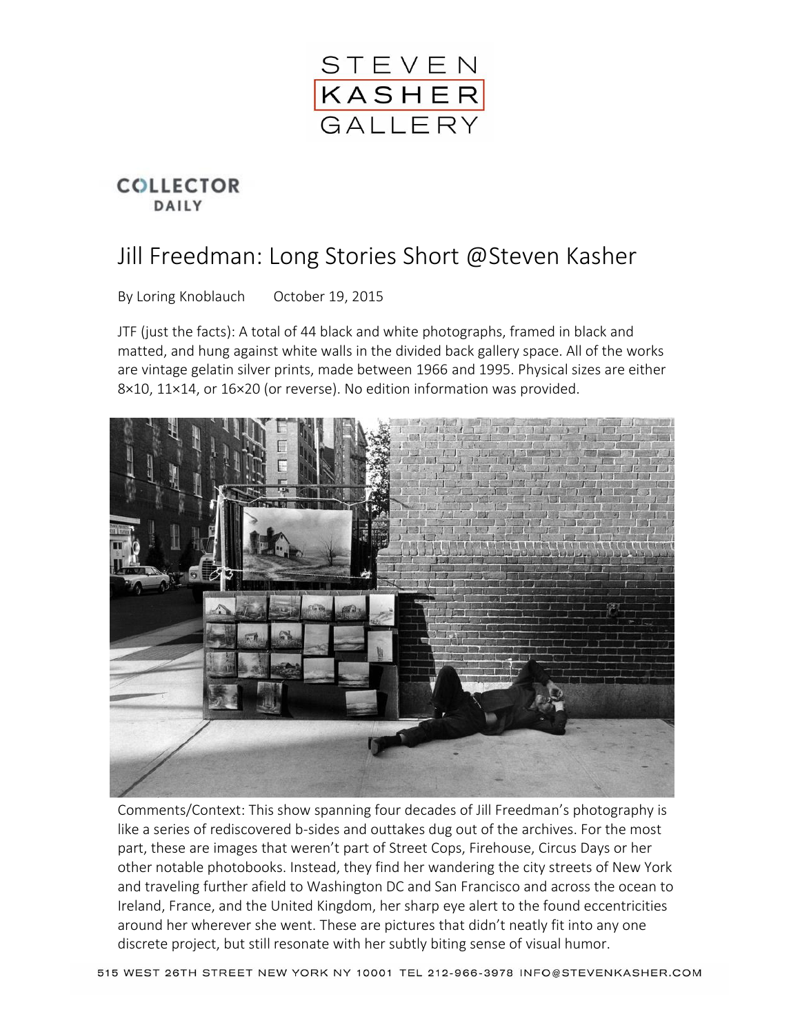STEVEN
KASHER
GALLERY

COLLECTOR
DAILY

# Jill Freedman: Long Stories Short @Steven Kasher

By Loring Knoblauch October 19, 2015

JTF (just the facts): A total of 44 black and white photographs, framed in black and matted, and hung against white walls in the divided back gallery space. All of the works are vintage gelatin silver prints, made between 1966 and 1995. Physical sizes are either 8×10, 11×14, or 16×20 (or reverse). No edition information was provided.

Comments/Context: This show spanning four decades of Jill Freedman's photography is like a series of rediscovered b-sides and outtakes dug out of the archives. For the most part, these are images that weren't part of Street Cops, Firehouse, Circus Days or her other notable photobooks. Instead, they find her wandering the city streets of New York and traveling further afield to Washington DC and San Francisco and across the ocean to Ireland, France, and the United Kingdom, her sharp eye alert to the found eccentricities around her wherever she went. These are pictures that didn't neatly fit into any one discrete project, but still resonate with her subtly biting sense of visual humor.

515 WEST 26TH STREET NEW YORK NY 10001 TEL 212-966-3978 INFO@STEVENKASHER.COM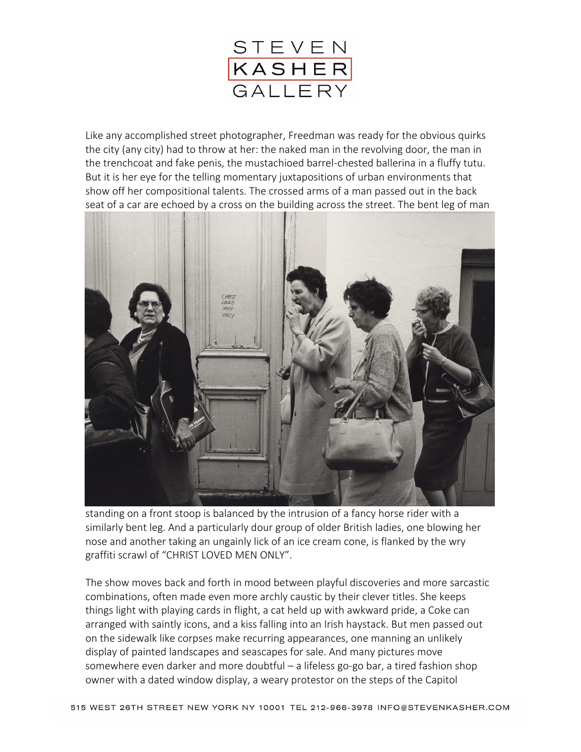Like any accomplished street photographer, Freedman was ready for the obvious quirks the city (any city) had to throw at her: the naked man in the revolving door, the man in the trenchcoat and fake penis, the mustachioed barrel-chested ballerina in a fluffy tutu. But it is her eye for the telling momentary juxtapositions of urban environments that show off her compositional talents. The crossed arms of a man passed out in the back seat of a car are echoed by a cross on the building across the street. The bent leg of man standing on a front stoop is balanced by the intrusion of a fancy horse rider with a similarly bent leg. And a particularly dour group of older British ladies, one blowing her nose and another taking an ungainly lick of an ice cream cone, is flanked by the wry graffiti scrawl of "CHRIST LOVED MEN ONLY".

The show moves back and forth in mood between playful discoveries and more sarcastic combinations, often made even more archly caustic by their clever titles. She keeps things light with playing cards in flight, a cat held up with awkward pride, a Coke can arranged with saintly icons, and a kiss falling into an Irish haystack. But men passed out on the sidewalk like corpses make recurring appearances, one manning an unlikely display of painted landscapes and seascapes for sale. And many pictures move somewhere even darker and more doubtful – a lifeless go-go bar, a tired fashion shop owner with a dated window display, a weary protestor on the steps of the Capitol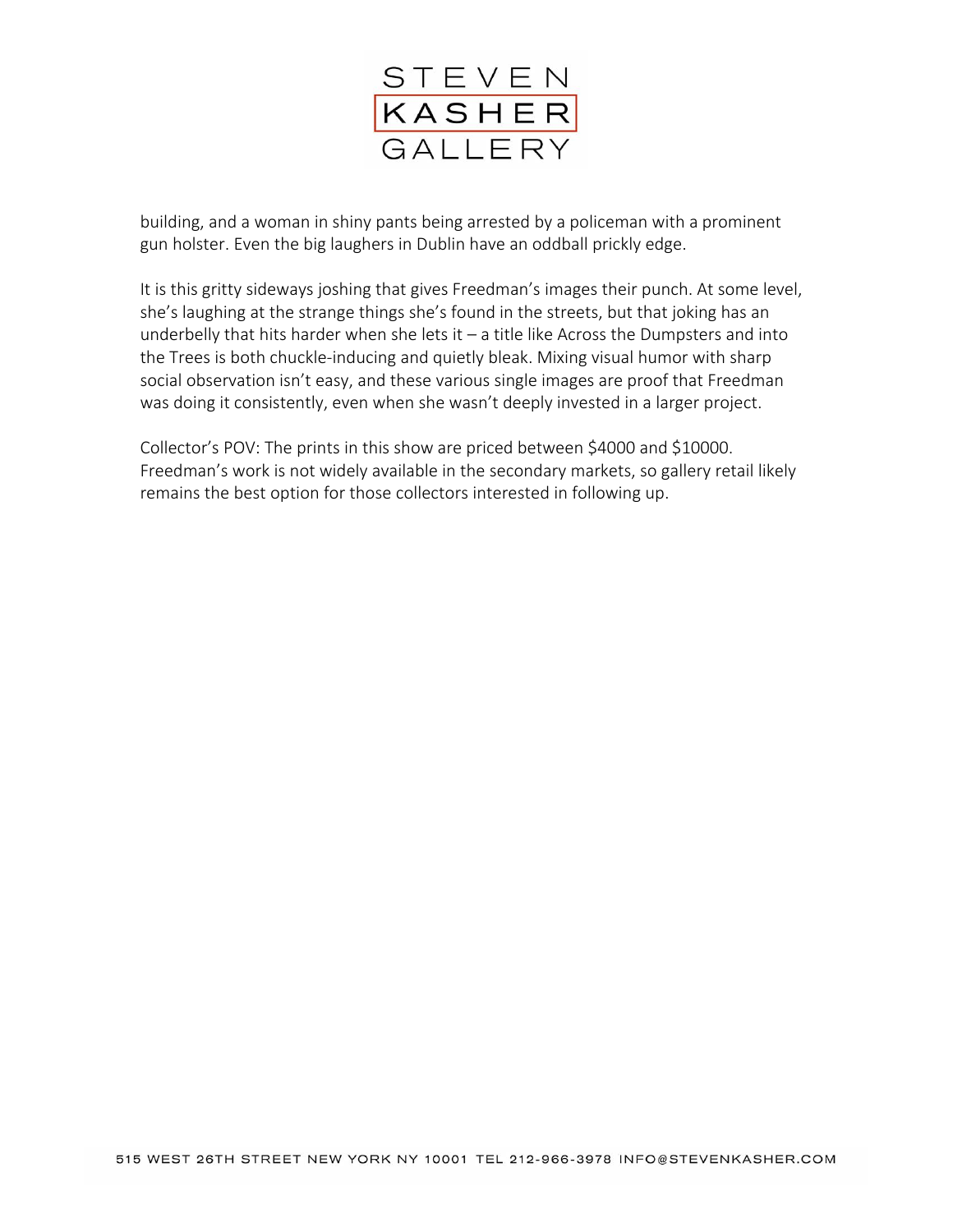building, and a woman in shiny pants being arrested by a policeman with a prominent gun holster. Even the big laughers in Dublin have an oddball prickly edge.

It is this gritty sideways joshing that gives Freedman's images their punch. At some level, she's laughing at the strange things she's found in the streets, but that joking has an underbelly that hits harder when she lets it – a title like Across the Dumpsters and into the Trees is both chuckle-inducing and quietly bleak. Mixing visual humor with sharp social observation isn't easy, and these various single images are proof that Freedman was doing it consistently, even when she wasn't deeply invested in a larger project.

Collector's POV: The prints in this show are priced between $4000 and $10000. Freedman's work is not widely available in the secondary markets, so gallery retail likely remains the best option for those collectors interested in following up.